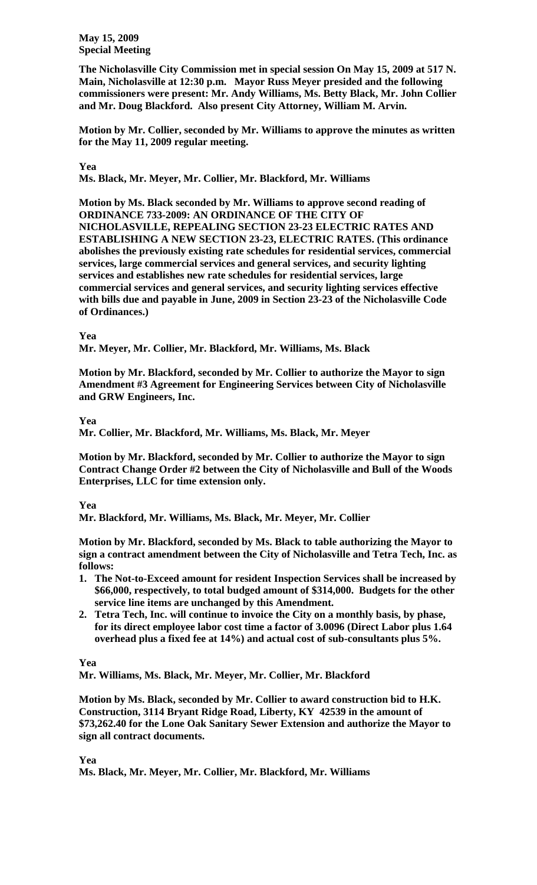**May 15, 2009**
**Special Meeting**

**The Nicholasville City Commission met in special session On May 15, 2009 at 517 N. Main, Nicholasville at 12:30 p.m. Mayor Russ Meyer presided and the following commissioners were present: Mr. Andy Williams, Ms. Betty Black, Mr. John Collier and Mr. Doug Blackford. Also present City Attorney, William M. Arvin.**

**Motion by Mr. Collier, seconded by Mr. Williams to approve the minutes as written for the May 11, 2009 regular meeting.**

**Yea**
**Ms. Black, Mr. Meyer, Mr. Collier, Mr. Blackford, Mr. Williams**

**Motion by Ms. Black seconded by Mr. Williams to approve second reading of ORDINANCE 733-2009: AN ORDINANCE OF THE CITY OF NICHOLASVILLE, REPEALING SECTION 23-23 ELECTRIC RATES AND ESTABLISHING A NEW SECTION 23-23, ELECTRIC RATES. (This ordinance abolishes the previously existing rate schedules for residential services, commercial services, large commercial services and general services, and security lighting services and establishes new rate schedules for residential services, large commercial services and general services, and security lighting services effective with bills due and payable in June, 2009 in Section 23-23 of the Nicholasville Code of Ordinances.)**

**Yea**
**Mr. Meyer, Mr. Collier, Mr. Blackford, Mr. Williams, Ms. Black**

**Motion by Mr. Blackford, seconded by Mr. Collier to authorize the Mayor to sign Amendment #3 Agreement for Engineering Services between City of Nicholasville and GRW Engineers, Inc.**

**Yea**
**Mr. Collier, Mr. Blackford, Mr. Williams, Ms. Black, Mr. Meyer**

**Motion by Mr. Blackford, seconded by Mr. Collier to authorize the Mayor to sign Contract Change Order #2 between the City of Nicholasville and Bull of the Woods Enterprises, LLC for time extension only.**

**Yea**
**Mr. Blackford, Mr. Williams, Ms. Black, Mr. Meyer, Mr. Collier**

**Motion by Mr. Blackford, seconded by Ms. Black to table authorizing the Mayor to sign a contract amendment between the City of Nicholasville and Tetra Tech, Inc. as follows:**

1. **The Not-to-Exceed amount for resident Inspection Services shall be increased by $66,000, respectively, to total budged amount of $314,000. Budgets for the other service line items are unchanged by this Amendment.**
2. **Tetra Tech, Inc. will continue to invoice the City on a monthly basis, by phase, for its direct employee labor cost time a factor of 3.0096 (Direct Labor plus 1.64 overhead plus a fixed fee at 14%) and actual cost of sub-consultants plus 5%.**

**Yea**
**Mr. Williams, Ms. Black, Mr. Meyer, Mr. Collier, Mr. Blackford**

**Motion by Ms. Black, seconded by Mr. Collier to award construction bid to H.K. Construction, 3114 Bryant Ridge Road, Liberty, KY 42539 in the amount of $73,262.40 for the Lone Oak Sanitary Sewer Extension and authorize the Mayor to sign all contract documents.**

**Yea**
**Ms. Black, Mr. Meyer, Mr. Collier, Mr. Blackford, Mr. Williams**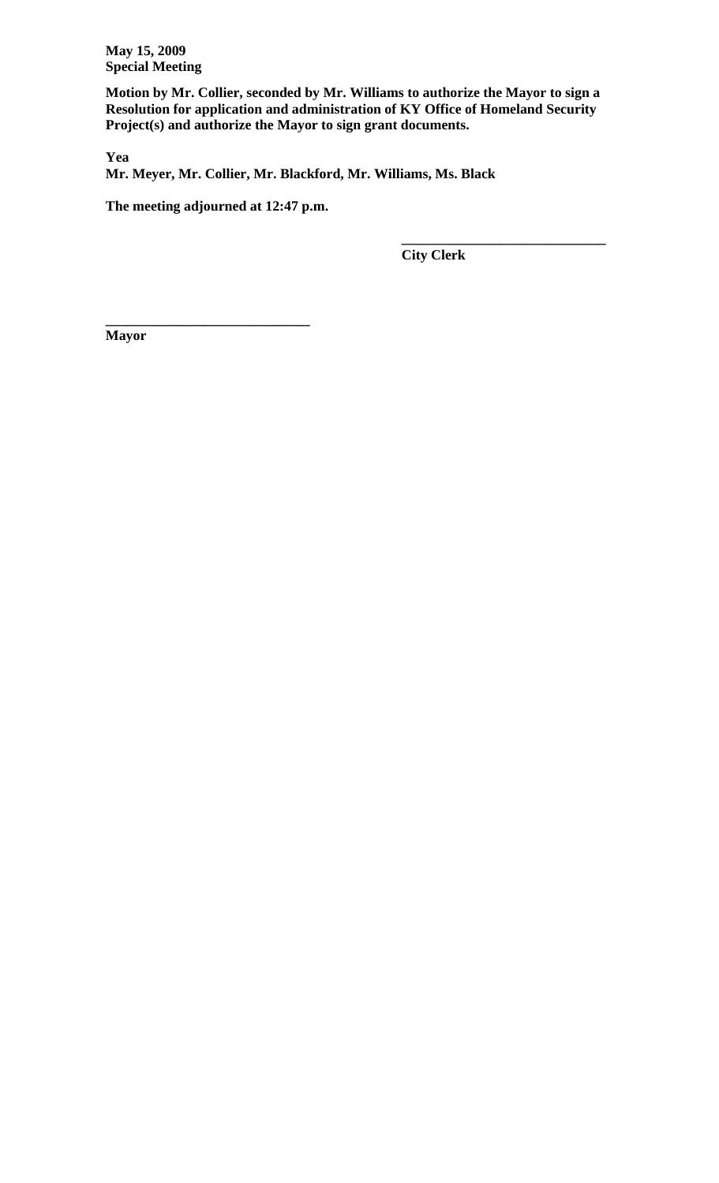**May 15, 2009**
**Special Meeting**

**Motion by Mr. Collier, seconded by Mr. Williams to authorize the Mayor to sign a Resolution for application and administration of KY Office of Homeland Security Project(s) and authorize the Mayor to sign grant documents.**

**Yea**
**Mr. Meyer, Mr. Collier, Mr. Blackford, Mr. Williams, Ms. Black**

**The meeting adjourned at 12:47 p.m.**

\_\_\_\_\_\_\_\_\_\_\_\_\_\_\_\_\_\_\_\_\_\_\_\_\_\_\_\_\_\_
**City Clerk**

\_\_\_\_\_\_\_\_\_\_\_\_\_\_\_\_\_\_\_\_\_\_\_\_\_\_\_\_\_\_
**Mayor**